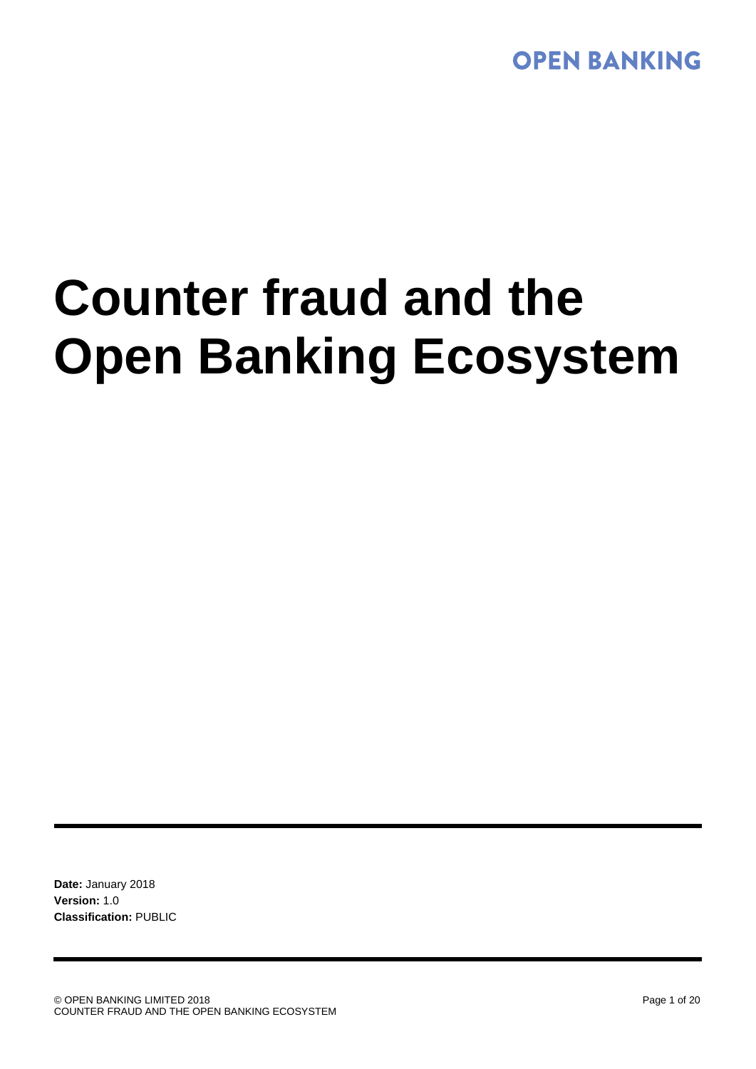OPEN BANKING

# Counter fraud and the Open Banking Ecosystem

**Date:** January 2018
**Version:** 1.0
**Classification:** PUBLIC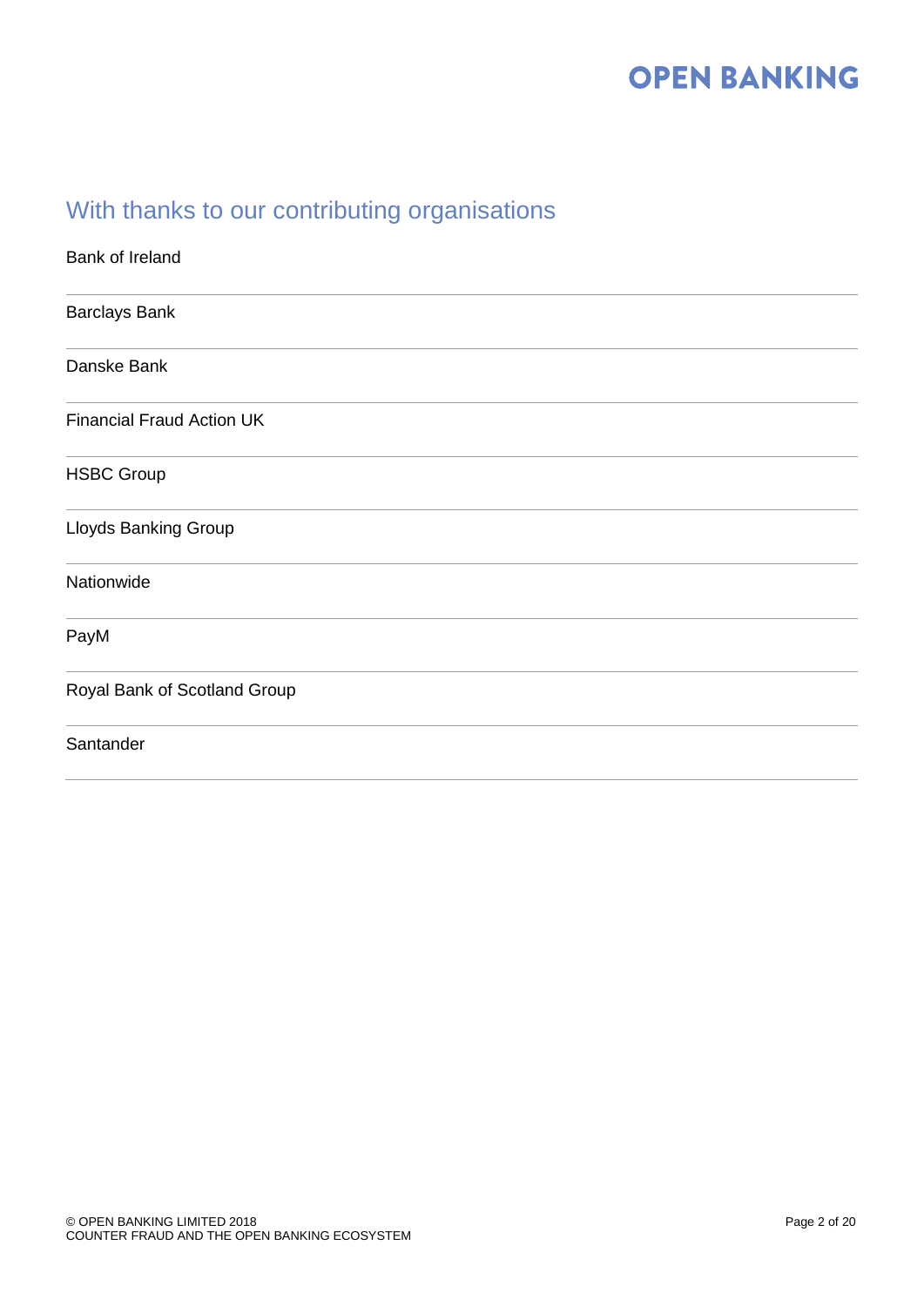## With thanks to our contributing organisations

Bank of Ireland

Barclays Bank

Danske Bank

Financial Fraud Action UK

HSBC Group

Lloyds Banking Group

Nationwide

PayM

Royal Bank of Scotland Group

Santander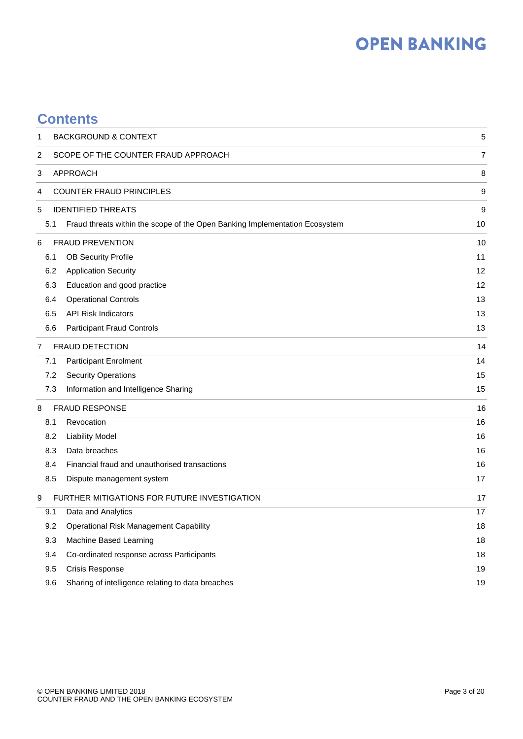# Contents

| | | |
|---|---|---|
| 1 | BACKGROUND & CONTEXT | 5 |
| 2 | SCOPE OF THE COUNTER FRAUD APPROACH | 7 |
| 3 | APPROACH | 8 |
| 4 | COUNTER FRAUD PRINCIPLES | 9 |
| 5 | IDENTIFIED THREATS | 9 |
| 5.1 | Fraud threats within the scope of the Open Banking Implementation Ecosystem | 10 |
| 6 | FRAUD PREVENTION | 10 |
| 6.1 | OB Security Profile | 11 |
| 6.2 | Application Security | 12 |
| 6.3 | Education and good practice | 12 |
| 6.4 | Operational Controls | 13 |
| 6.5 | API Risk Indicators | 13 |
| 6.6 | Participant Fraud Controls | 13 |
| 7 | FRAUD DETECTION | 14 |
| 7.1 | Participant Enrolment | 14 |
| 7.2 | Security Operations | 15 |
| 7.3 | Information and Intelligence Sharing | 15 |
| 8 | FRAUD RESPONSE | 16 |
| 8.1 | Revocation | 16 |
| 8.2 | Liability Model | 16 |
| 8.3 | Data breaches | 16 |
| 8.4 | Financial fraud and unauthorised transactions | 16 |
| 8.5 | Dispute management system | 17 |
| 9 | FURTHER MITIGATIONS FOR FUTURE INVESTIGATION | 17 |
| 9.1 | Data and Analytics | 17 |
| 9.2 | Operational Risk Management Capability | 18 |
| 9.3 | Machine Based Learning | 18 |
| 9.4 | Co-ordinated response across Participants | 18 |
| 9.5 | Crisis Response | 19 |
| 9.6 | Sharing of intelligence relating to data breaches | 19 |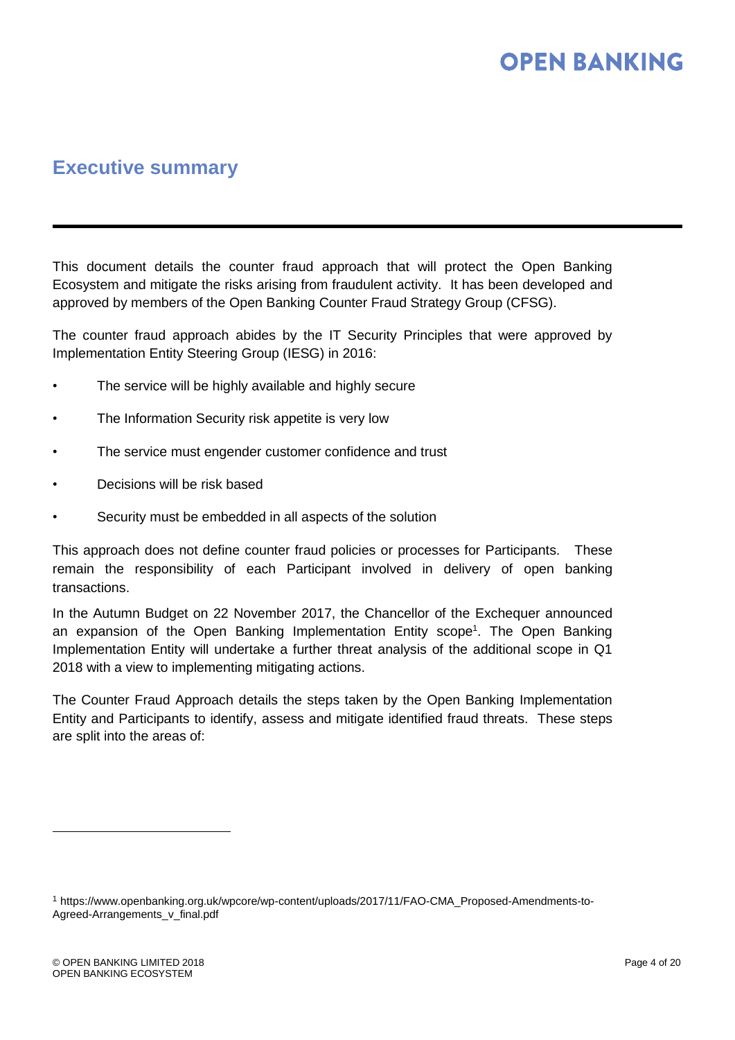## Executive summary

This document details the counter fraud approach that will protect the Open Banking Ecosystem and mitigate the risks arising from fraudulent activity. It has been developed and approved by members of the Open Banking Counter Fraud Strategy Group (CFSG).

The counter fraud approach abides by the IT Security Principles that were approved by Implementation Entity Steering Group (IESG) in 2016:

- The service will be highly available and highly secure
- The Information Security risk appetite is very low
- The service must engender customer confidence and trust
- Decisions will be risk based
- Security must be embedded in all aspects of the solution

This approach does not define counter fraud policies or processes for Participants. These remain the responsibility of each Participant involved in delivery of open banking transactions.

In the Autumn Budget on 22 November 2017, the Chancellor of the Exchequer announced an expansion of the Open Banking Implementation Entity scope[1]. The Open Banking Implementation Entity will undertake a further threat analysis of the additional scope in Q1 2018 with a view to implementing mitigating actions.

The Counter Fraud Approach details the steps taken by the Open Banking Implementation Entity and Participants to identify, assess and mitigate identified fraud threats. These steps are split into the areas of:

---

[1] https://www.openbanking.org.uk/wpcore/wp-content/uploads/2017/11/FAO-CMA_Proposed-Amendments-to-Agreed-Arrangements_v_final.pdf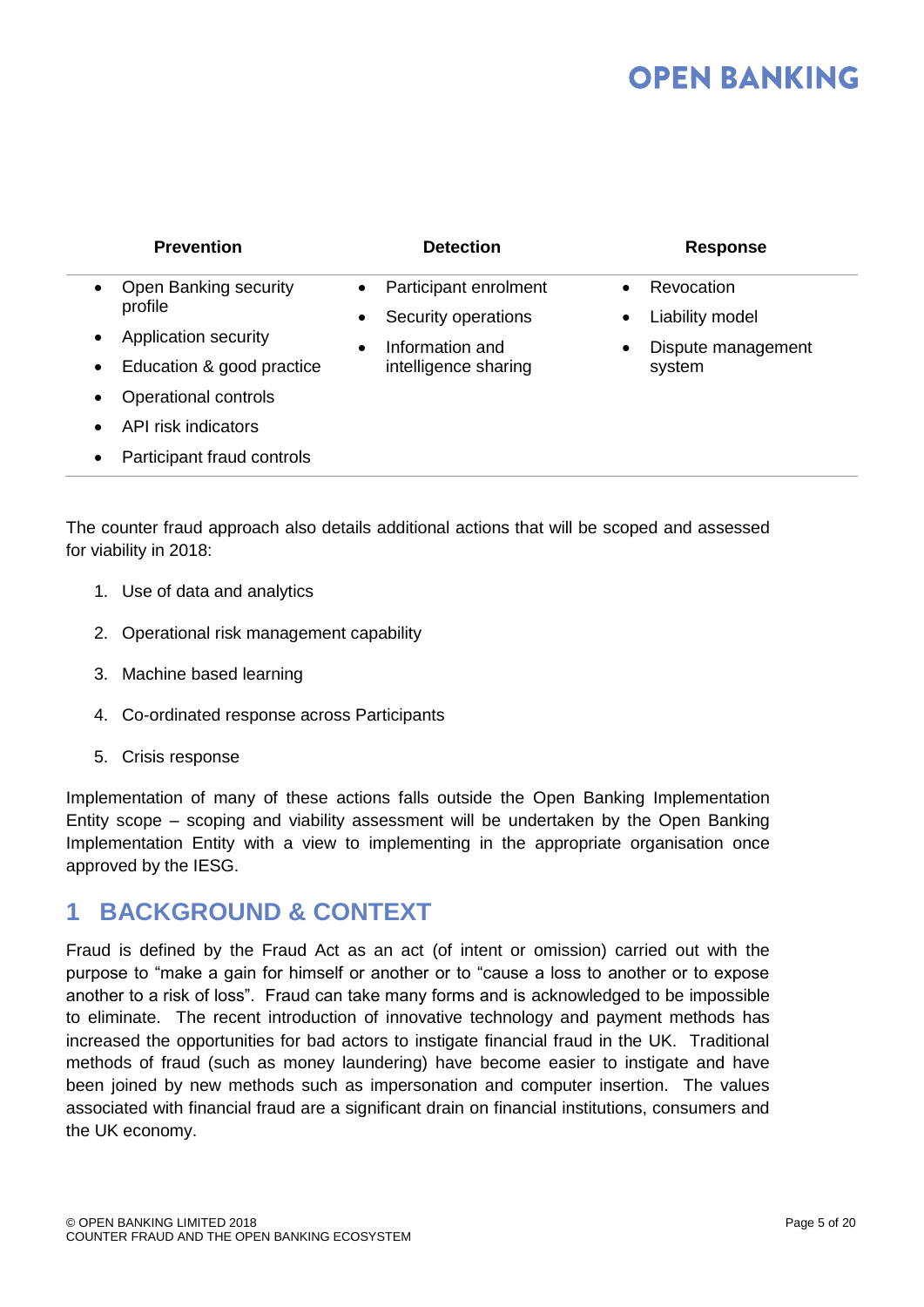| Prevention | Detection | Response |
|---|---|---|
| • Open Banking security profile<br>• Application security<br>• Education & good practice<br>• Operational controls<br>• API risk indicators<br>• Participant fraud controls | • Participant enrolment<br>• Security operations<br>• Information and intelligence sharing | • Revocation<br>• Liability model<br>• Dispute management system |

The counter fraud approach also details additional actions that will be scoped and assessed for viability in 2018:

1. Use of data and analytics
2. Operational risk management capability
3. Machine based learning
4. Co-ordinated response across Participants
5. Crisis response

Implementation of many of these actions falls outside the Open Banking Implementation Entity scope – scoping and viability assessment will be undertaken by the Open Banking Implementation Entity with a view to implementing in the appropriate organisation once approved by the IESG.

# 1 BACKGROUND & CONTEXT

Fraud is defined by the Fraud Act as an act (of intent or omission) carried out with the purpose to "make a gain for himself or another or to "cause a loss to another or to expose another to a risk of loss". Fraud can take many forms and is acknowledged to be impossible to eliminate. The recent introduction of innovative technology and payment methods has increased the opportunities for bad actors to instigate financial fraud in the UK. Traditional methods of fraud (such as money laundering) have become easier to instigate and have been joined by new methods such as impersonation and computer insertion. The values associated with financial fraud are a significant drain on financial institutions, consumers and the UK economy.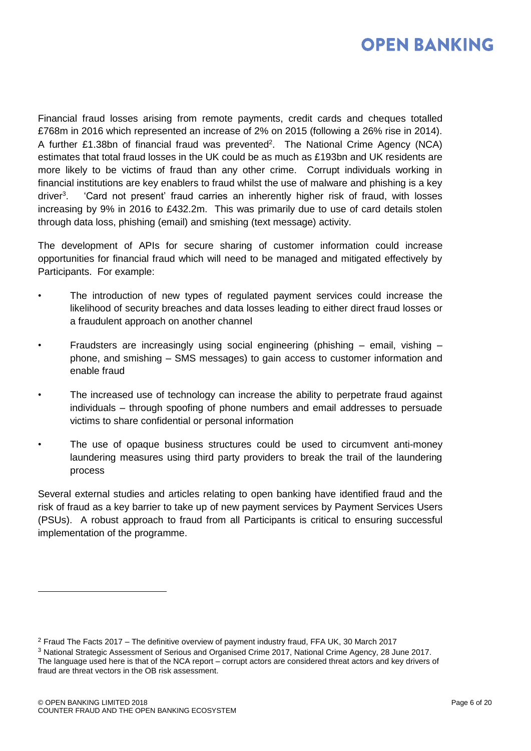Financial fraud losses arising from remote payments, credit cards and cheques totalled £768m in 2016 which represented an increase of 2% on 2015 (following a 26% rise in 2014). A further £1.38bn of financial fraud was prevented[2]. The National Crime Agency (NCA) estimates that total fraud losses in the UK could be as much as £193bn and UK residents are more likely to be victims of fraud than any other crime. Corrupt individuals working in financial institutions are key enablers to fraud whilst the use of malware and phishing is a key driver[3]. 'Card not present' fraud carries an inherently higher risk of fraud, with losses increasing by 9% in 2016 to £432.2m. This was primarily due to use of card details stolen through data loss, phishing (email) and smishing (text message) activity.

The development of APIs for secure sharing of customer information could increase opportunities for financial fraud which will need to be managed and mitigated effectively by Participants. For example:

- The introduction of new types of regulated payment services could increase the likelihood of security breaches and data losses leading to either direct fraud losses or a fraudulent approach on another channel
- Fraudsters are increasingly using social engineering (phishing – email, vishing – phone, and smishing – SMS messages) to gain access to customer information and enable fraud
- The increased use of technology can increase the ability to perpetrate fraud against individuals – through spoofing of phone numbers and email addresses to persuade victims to share confidential or personal information
- The use of opaque business structures could be used to circumvent anti-money laundering measures using third party providers to break the trail of the laundering process

Several external studies and articles relating to open banking have identified fraud and the risk of fraud as a key barrier to take up of new payment services by Payment Services Users (PSUs). A robust approach to fraud from all Participants is critical to ensuring successful implementation of the programme.

---

[2] Fraud The Facts 2017 – The definitive overview of payment industry fraud, FFA UK, 30 March 2017

[3] National Strategic Assessment of Serious and Organised Crime 2017, National Crime Agency, 28 June 2017. The language used here is that of the NCA report – corrupt actors are considered threat actors and key drivers of fraud are threat vectors in the OB risk assessment.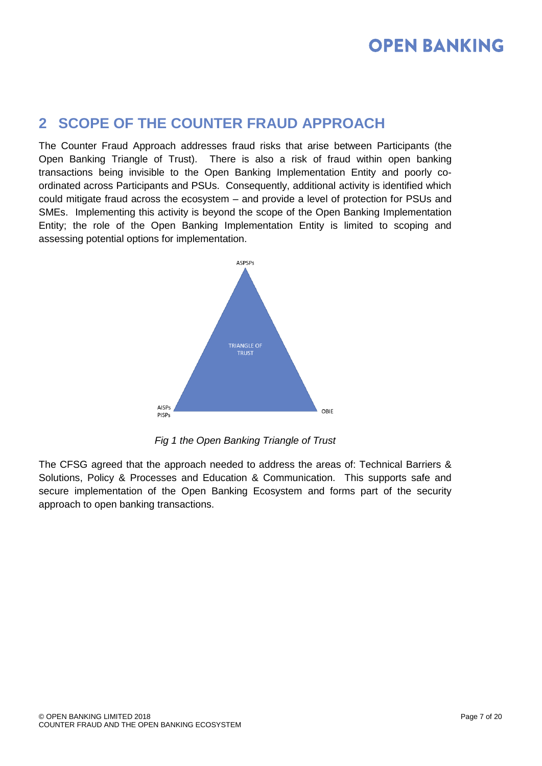## 2 SCOPE OF THE COUNTER FRAUD APPROACH

The Counter Fraud Approach addresses fraud risks that arise between Participants (the Open Banking Triangle of Trust). There is also a risk of fraud within open banking transactions being invisible to the Open Banking Implementation Entity and poorly co-ordinated across Participants and PSUs. Consequently, additional activity is identified which could mitigate fraud across the ecosystem – and provide a level of protection for PSUs and SMEs. Implementing this activity is beyond the scope of the Open Banking Implementation Entity; the role of the Open Banking Implementation Entity is limited to scoping and assessing potential options for implementation.

ASPSPs

TRIANGLE OF TRUST

AISPs
PISPs

OBIE

*Fig 1 the Open Banking Triangle of Trust*

The CFSG agreed that the approach needed to address the areas of: Technical Barriers & Solutions, Policy & Processes and Education & Communication. This supports safe and secure implementation of the Open Banking Ecosystem and forms part of the security approach to open banking transactions.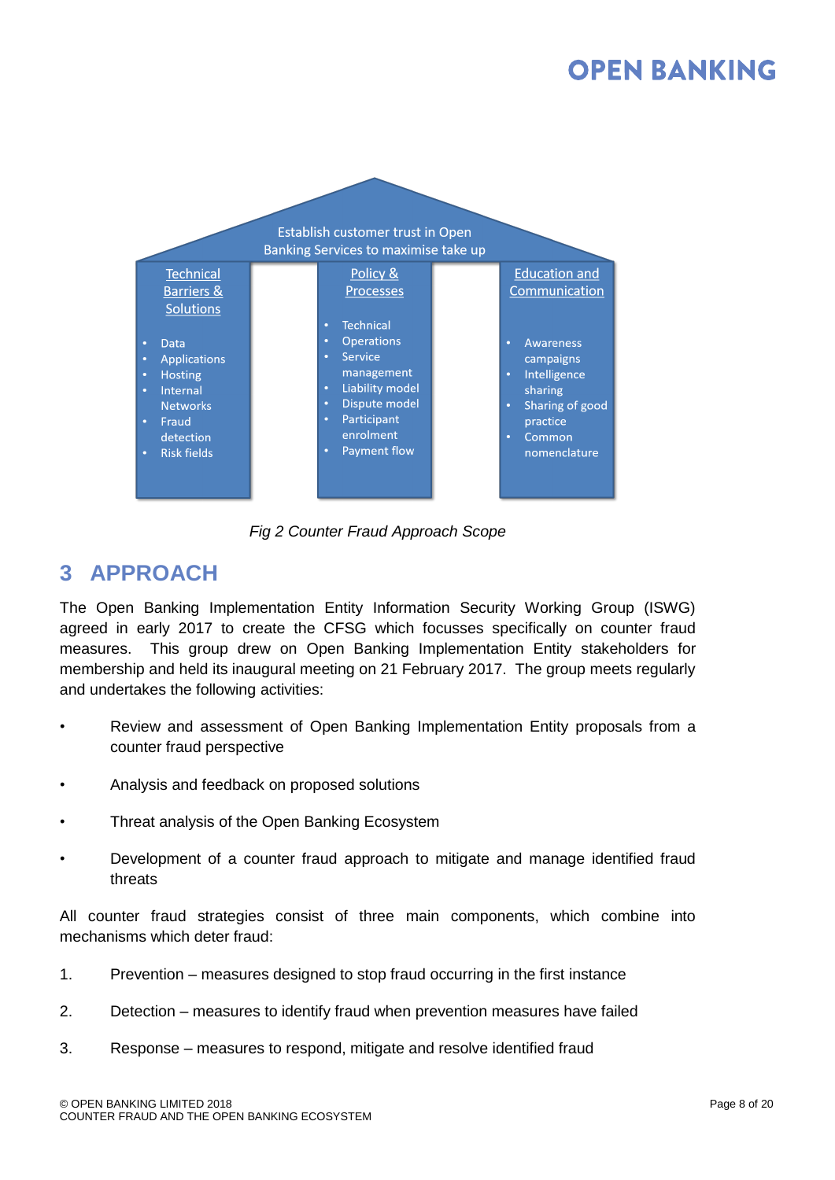Establish customer trust in Open Banking Services to maximise take up

| Technical Barriers & Solutions | Policy & Processes | Education and Communication |
| --- | --- | --- |
| • Data<br>• Applications<br>• Hosting<br>• Internal Networks<br>• Fraud detection<br>• Risk fields | • Technical<br>• Operations<br>• Service management<br>• Liability model<br>• Dispute model<br>• Participant enrolment<br>• Payment flow | • Awareness campaigns<br>• Intelligence sharing<br>• Sharing of good practice<br>• Common nomenclature |

*Fig 2 Counter Fraud Approach Scope*

# 3 APPROACH

The Open Banking Implementation Entity Information Security Working Group (ISWG) agreed in early 2017 to create the CFSG which focusses specifically on counter fraud measures. This group drew on Open Banking Implementation Entity stakeholders for membership and held its inaugural meeting on 21 February 2017. The group meets regularly and undertakes the following activities:

- Review and assessment of Open Banking Implementation Entity proposals from a counter fraud perspective
- Analysis and feedback on proposed solutions
- Threat analysis of the Open Banking Ecosystem
- Development of a counter fraud approach to mitigate and manage identified fraud threats

All counter fraud strategies consist of three main components, which combine into mechanisms which deter fraud:

1. Prevention – measures designed to stop fraud occurring in the first instance
2. Detection – measures to identify fraud when prevention measures have failed
3. Response – measures to respond, mitigate and resolve identified fraud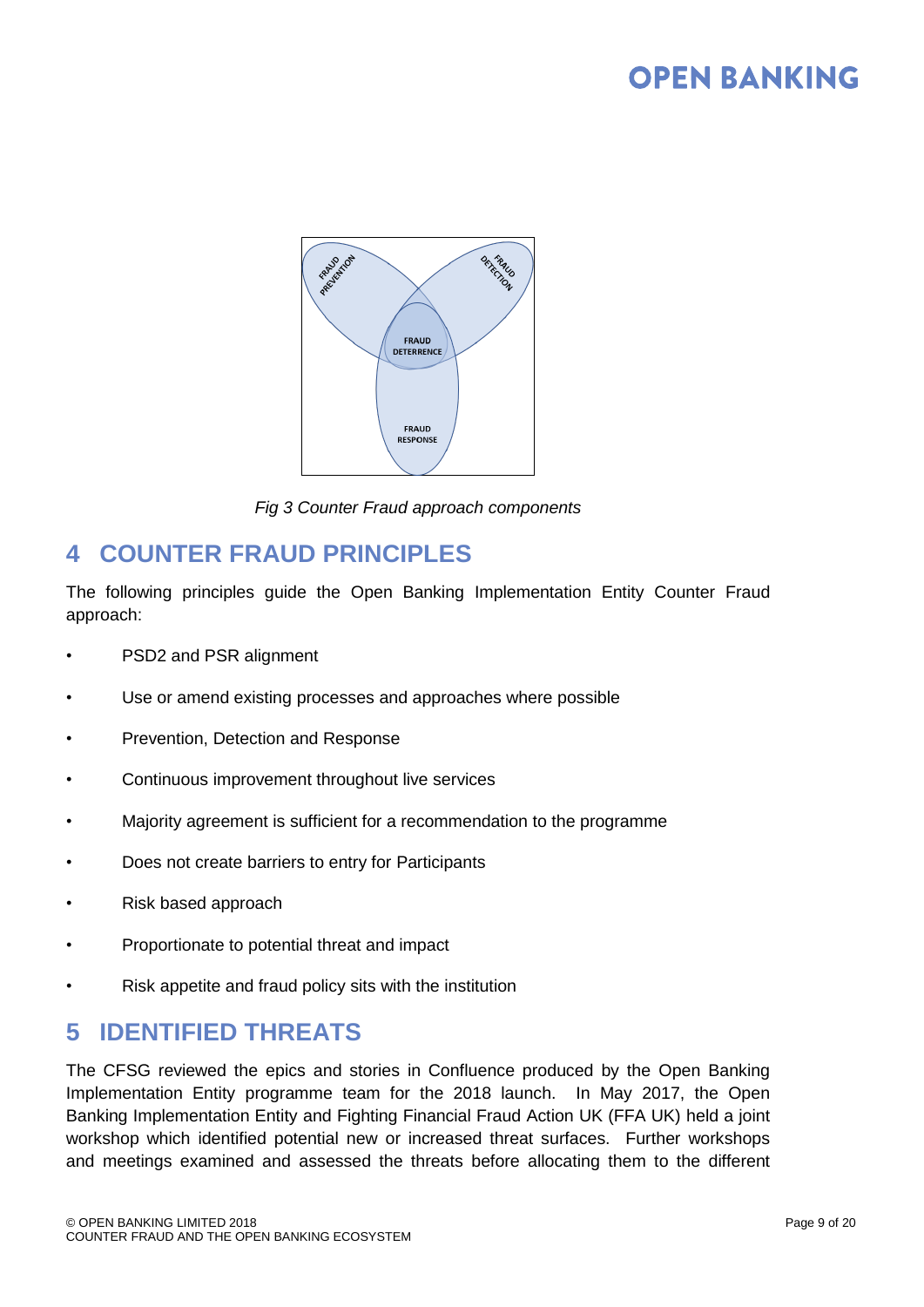Fig 3 Counter Fraud approach components

## 4 COUNTER FRAUD PRINCIPLES

The following principles guide the Open Banking Implementation Entity Counter Fraud approach:

- PSD2 and PSR alignment
- Use or amend existing processes and approaches where possible
- Prevention, Detection and Response
- Continuous improvement throughout live services
- Majority agreement is sufficient for a recommendation to the programme
- Does not create barriers to entry for Participants
- Risk based approach
- Proportionate to potential threat and impact
- Risk appetite and fraud policy sits with the institution

## 5 IDENTIFIED THREATS

The CFSG reviewed the epics and stories in Confluence produced by the Open Banking Implementation Entity programme team for the 2018 launch. In May 2017, the Open Banking Implementation Entity and Fighting Financial Fraud Action UK (FFA UK) held a joint workshop which identified potential new or increased threat surfaces. Further workshops and meetings examined and assessed the threats before allocating them to the different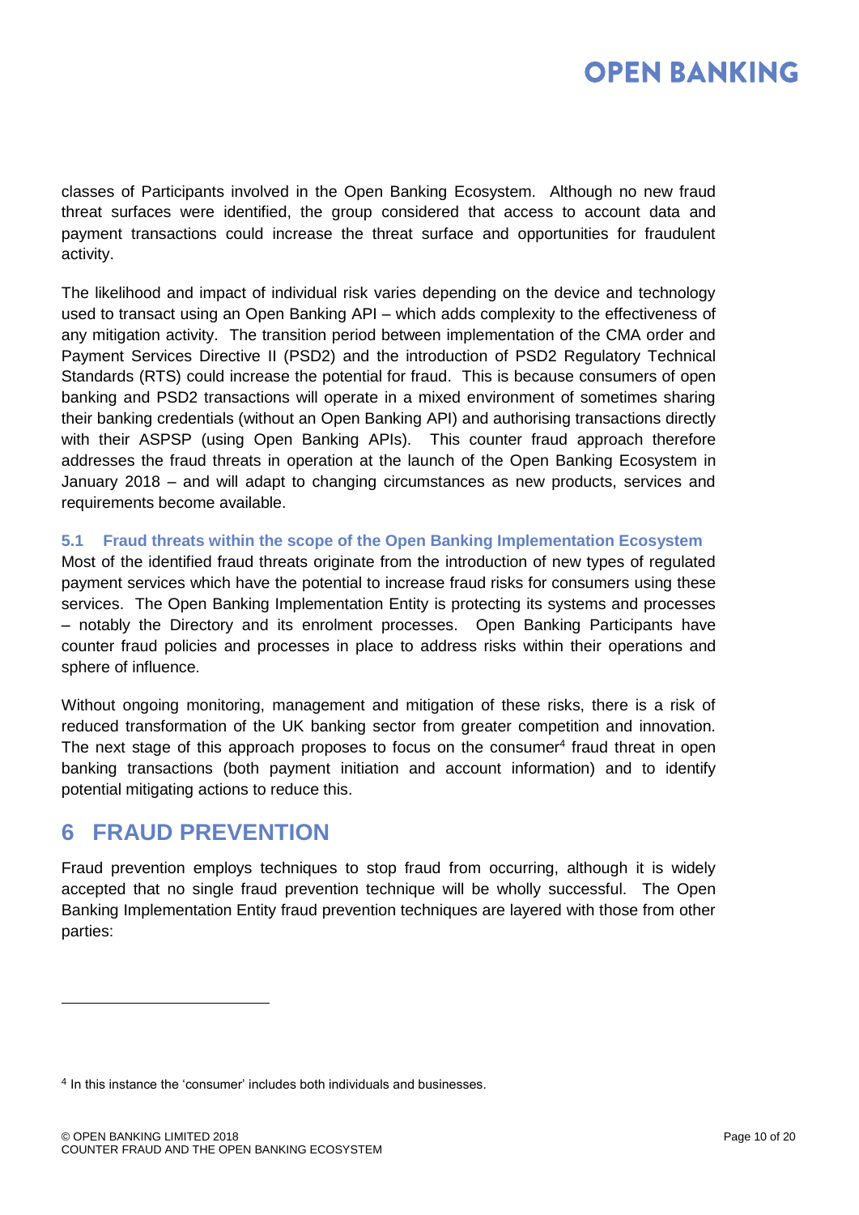classes of Participants involved in the Open Banking Ecosystem. Although no new fraud threat surfaces were identified, the group considered that access to account data and payment transactions could increase the threat surface and opportunities for fraudulent activity.

The likelihood and impact of individual risk varies depending on the device and technology used to transact using an Open Banking API – which adds complexity to the effectiveness of any mitigation activity. The transition period between implementation of the CMA order and Payment Services Directive II (PSD2) and the introduction of PSD2 Regulatory Technical Standards (RTS) could increase the potential for fraud. This is because consumers of open banking and PSD2 transactions will operate in a mixed environment of sometimes sharing their banking credentials (without an Open Banking API) and authorising transactions directly with their ASPSP (using Open Banking APIs). This counter fraud approach therefore addresses the fraud threats in operation at the launch of the Open Banking Ecosystem in January 2018 – and will adapt to changing circumstances as new products, services and requirements become available.

### 5.1 Fraud threats within the scope of the Open Banking Implementation Ecosystem

Most of the identified fraud threats originate from the introduction of new types of regulated payment services which have the potential to increase fraud risks for consumers using these services. The Open Banking Implementation Entity is protecting its systems and processes – notably the Directory and its enrolment processes. Open Banking Participants have counter fraud policies and processes in place to address risks within their operations and sphere of influence.

Without ongoing monitoring, management and mitigation of these risks, there is a risk of reduced transformation of the UK banking sector from greater competition and innovation. The next stage of this approach proposes to focus on the consumer[4] fraud threat in open banking transactions (both payment initiation and account information) and to identify potential mitigating actions to reduce this.

## 6 FRAUD PREVENTION

Fraud prevention employs techniques to stop fraud from occurring, although it is widely accepted that no single fraud prevention technique will be wholly successful. The Open Banking Implementation Entity fraud prevention techniques are layered with those from other parties:

[4] In this instance the 'consumer' includes both individuals and businesses.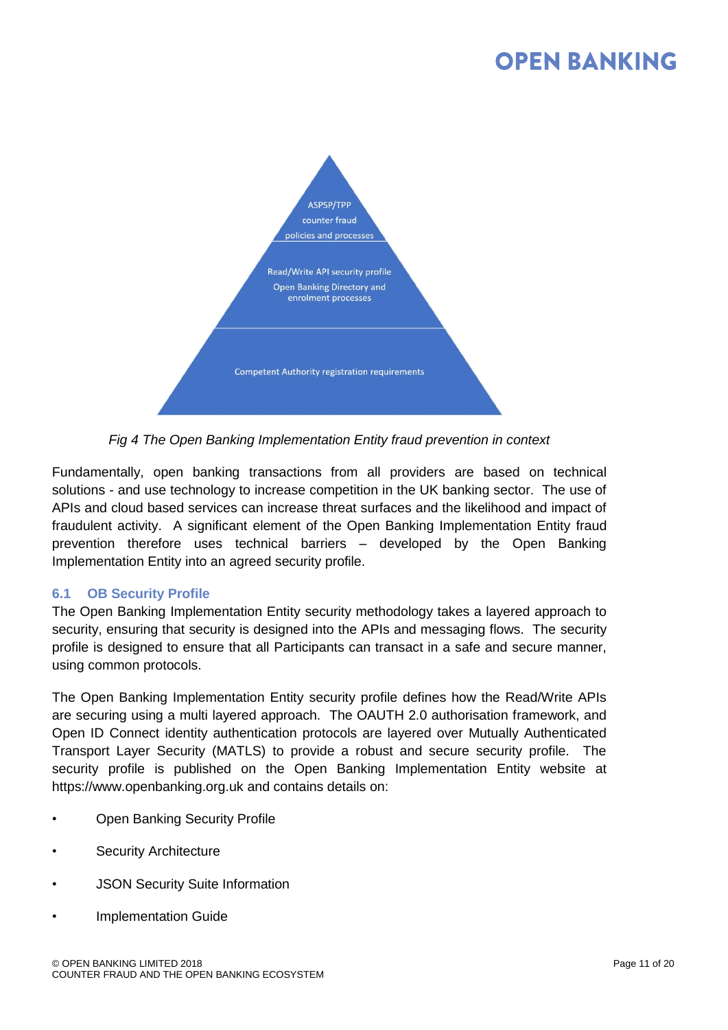ASPSP/TPP counter fraud policies and processes

Read/Write API security profile
Open Banking Directory and enrolment processes

Competent Authority registration requirements

*Fig 4 The Open Banking Implementation Entity fraud prevention in context*

Fundamentally, open banking transactions from all providers are based on technical solutions - and use technology to increase competition in the UK banking sector. The use of APIs and cloud based services can increase threat surfaces and the likelihood and impact of fraudulent activity. A significant element of the Open Banking Implementation Entity fraud prevention therefore uses technical barriers – developed by the Open Banking Implementation Entity into an agreed security profile.

### 6.1 OB Security Profile

The Open Banking Implementation Entity security methodology takes a layered approach to security, ensuring that security is designed into the APIs and messaging flows. The security profile is designed to ensure that all Participants can transact in a safe and secure manner, using common protocols.

The Open Banking Implementation Entity security profile defines how the Read/Write APIs are securing using a multi layered approach. The OAUTH 2.0 authorisation framework, and Open ID Connect identity authentication protocols are layered over Mutually Authenticated Transport Layer Security (MATLS) to provide a robust and secure security profile. The security profile is published on the Open Banking Implementation Entity website at https://www.openbanking.org.uk and contains details on:

- Open Banking Security Profile
- Security Architecture
- JSON Security Suite Information
- Implementation Guide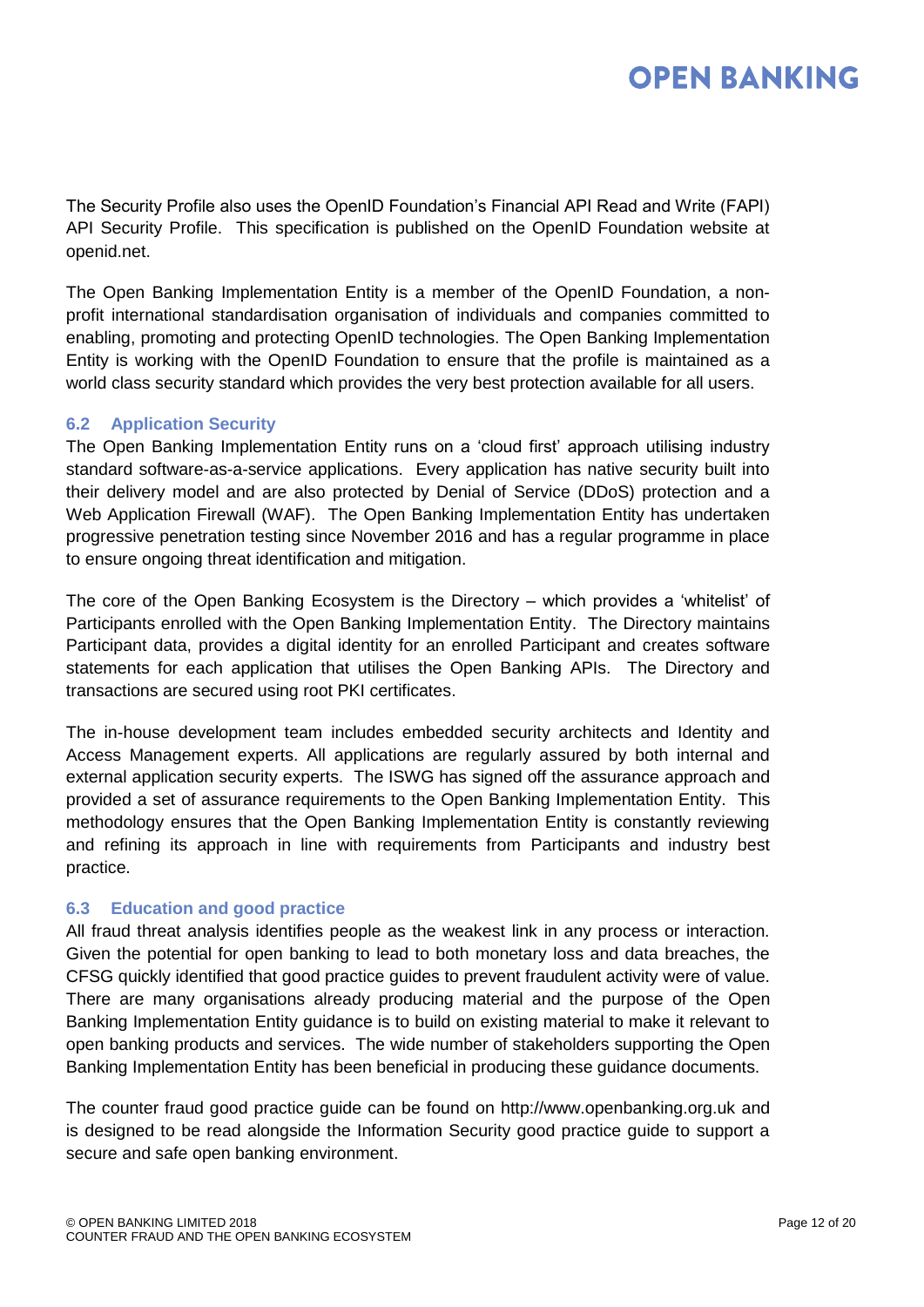The Security Profile also uses the OpenID Foundation's Financial API Read and Write (FAPI) API Security Profile. This specification is published on the OpenID Foundation website at openid.net.

The Open Banking Implementation Entity is a member of the OpenID Foundation, a non-profit international standardisation organisation of individuals and companies committed to enabling, promoting and protecting OpenID technologies. The Open Banking Implementation Entity is working with the OpenID Foundation to ensure that the profile is maintained as a world class security standard which provides the very best protection available for all users.

### 6.2 Application Security

The Open Banking Implementation Entity runs on a 'cloud first' approach utilising industry standard software-as-a-service applications. Every application has native security built into their delivery model and are also protected by Denial of Service (DDoS) protection and a Web Application Firewall (WAF). The Open Banking Implementation Entity has undertaken progressive penetration testing since November 2016 and has a regular programme in place to ensure ongoing threat identification and mitigation.

The core of the Open Banking Ecosystem is the Directory – which provides a 'whitelist' of Participants enrolled with the Open Banking Implementation Entity. The Directory maintains Participant data, provides a digital identity for an enrolled Participant and creates software statements for each application that utilises the Open Banking APIs. The Directory and transactions are secured using root PKI certificates.

The in-house development team includes embedded security architects and Identity and Access Management experts. All applications are regularly assured by both internal and external application security experts. The ISWG has signed off the assurance approach and provided a set of assurance requirements to the Open Banking Implementation Entity. This methodology ensures that the Open Banking Implementation Entity is constantly reviewing and refining its approach in line with requirements from Participants and industry best practice.

### 6.3 Education and good practice

All fraud threat analysis identifies people as the weakest link in any process or interaction. Given the potential for open banking to lead to both monetary loss and data breaches, the CFSG quickly identified that good practice guides to prevent fraudulent activity were of value. There are many organisations already producing material and the purpose of the Open Banking Implementation Entity guidance is to build on existing material to make it relevant to open banking products and services. The wide number of stakeholders supporting the Open Banking Implementation Entity has been beneficial in producing these guidance documents.

The counter fraud good practice guide can be found on http://www.openbanking.org.uk and is designed to be read alongside the Information Security good practice guide to support a secure and safe open banking environment.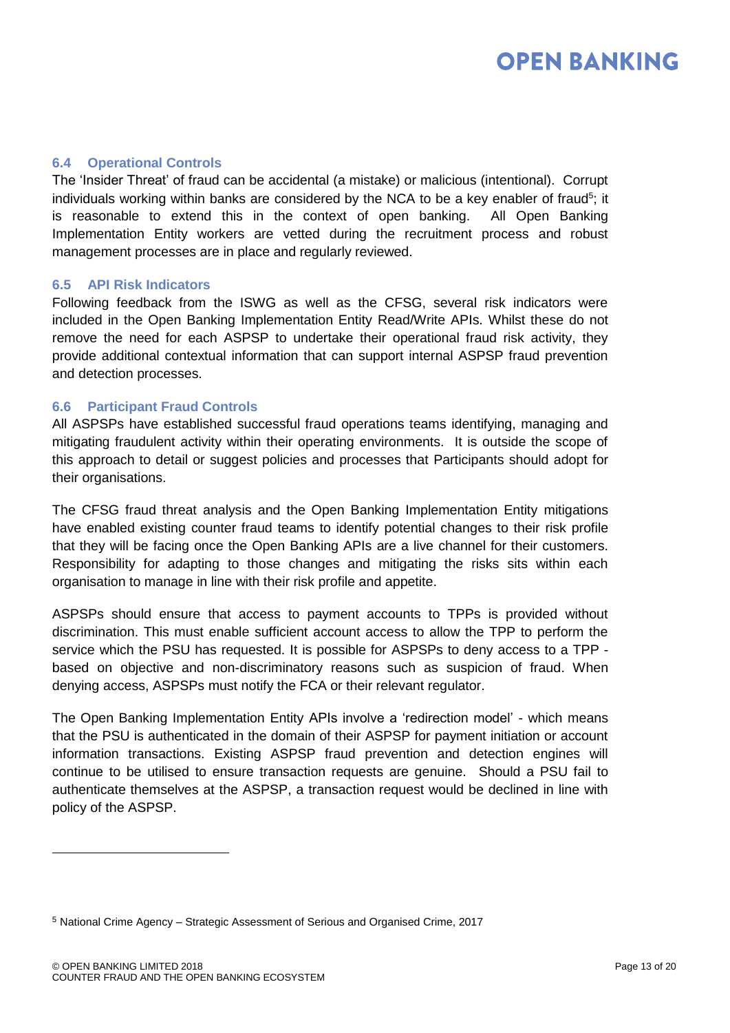### 6.4 Operational Controls

The 'Insider Threat' of fraud can be accidental (a mistake) or malicious (intentional). Corrupt individuals working within banks are considered by the NCA to be a key enabler of fraud[5]; it is reasonable to extend this in the context of open banking. All Open Banking Implementation Entity workers are vetted during the recruitment process and robust management processes are in place and regularly reviewed.

### 6.5 API Risk Indicators

Following feedback from the ISWG as well as the CFSG, several risk indicators were included in the Open Banking Implementation Entity Read/Write APIs. Whilst these do not remove the need for each ASPSP to undertake their operational fraud risk activity, they provide additional contextual information that can support internal ASPSP fraud prevention and detection processes.

### 6.6 Participant Fraud Controls

All ASPSPs have established successful fraud operations teams identifying, managing and mitigating fraudulent activity within their operating environments. It is outside the scope of this approach to detail or suggest policies and processes that Participants should adopt for their organisations.

The CFSG fraud threat analysis and the Open Banking Implementation Entity mitigations have enabled existing counter fraud teams to identify potential changes to their risk profile that they will be facing once the Open Banking APIs are a live channel for their customers. Responsibility for adapting to those changes and mitigating the risks sits within each organisation to manage in line with their risk profile and appetite.

ASPSPs should ensure that access to payment accounts to TPPs is provided without discrimination. This must enable sufficient account access to allow the TPP to perform the service which the PSU has requested. It is possible for ASPSPs to deny access to a TPP - based on objective and non-discriminatory reasons such as suspicion of fraud. When denying access, ASPSPs must notify the FCA or their relevant regulator.

The Open Banking Implementation Entity APIs involve a 'redirection model' - which means that the PSU is authenticated in the domain of their ASPSP for payment initiation or account information transactions. Existing ASPSP fraud prevention and detection engines will continue to be utilised to ensure transaction requests are genuine. Should a PSU fail to authenticate themselves at the ASPSP, a transaction request would be declined in line with policy of the ASPSP.

---

[5] National Crime Agency – Strategic Assessment of Serious and Organised Crime, 2017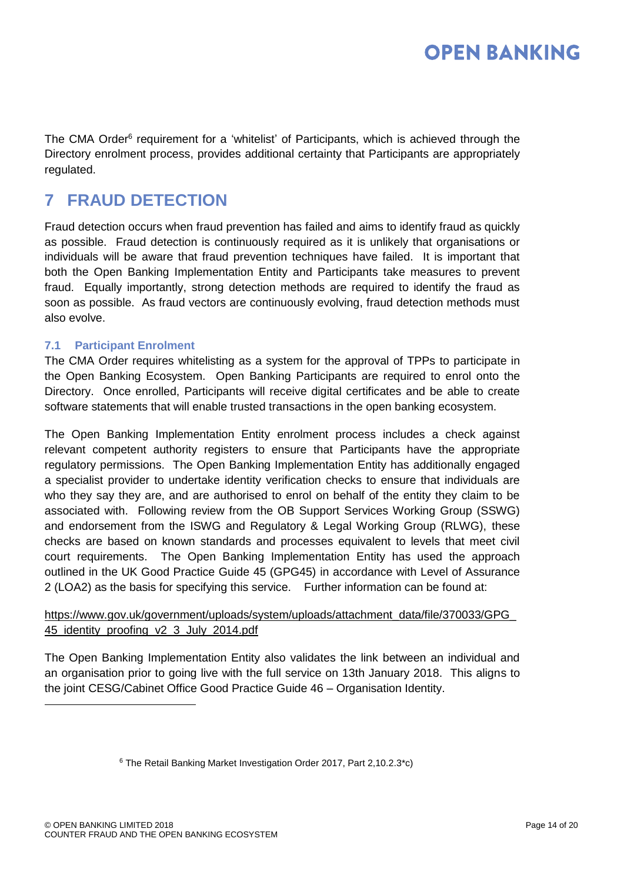The CMA Order[6] requirement for a 'whitelist' of Participants, which is achieved through the Directory enrolment process, provides additional certainty that Participants are appropriately regulated.

# 7 FRAUD DETECTION

Fraud detection occurs when fraud prevention has failed and aims to identify fraud as quickly as possible. Fraud detection is continuously required as it is unlikely that organisations or individuals will be aware that fraud prevention techniques have failed. It is important that both the Open Banking Implementation Entity and Participants take measures to prevent fraud. Equally importantly, strong detection methods are required to identify the fraud as soon as possible. As fraud vectors are continuously evolving, fraud detection methods must also evolve.

## 7.1 Participant Enrolment

The CMA Order requires whitelisting as a system for the approval of TPPs to participate in the Open Banking Ecosystem. Open Banking Participants are required to enrol onto the Directory. Once enrolled, Participants will receive digital certificates and be able to create software statements that will enable trusted transactions in the open banking ecosystem.

The Open Banking Implementation Entity enrolment process includes a check against relevant competent authority registers to ensure that Participants have the appropriate regulatory permissions. The Open Banking Implementation Entity has additionally engaged a specialist provider to undertake identity verification checks to ensure that individuals are who they say they are, and are authorised to enrol on behalf of the entity they claim to be associated with. Following review from the OB Support Services Working Group (SSWG) and endorsement from the ISWG and Regulatory & Legal Working Group (RLWG), these checks are based on known standards and processes equivalent to levels that meet civil court requirements. The Open Banking Implementation Entity has used the approach outlined in the UK Good Practice Guide 45 (GPG45) in accordance with Level of Assurance 2 (LOA2) as the basis for specifying this service. Further information can be found at:

https://www.gov.uk/government/uploads/system/uploads/attachment_data/file/370033/GPG_45_identity_proofing_v2_3_July_2014.pdf

The Open Banking Implementation Entity also validates the link between an individual and an organisation prior to going live with the full service on 13th January 2018. This aligns to the joint CESG/Cabinet Office Good Practice Guide 46 – Organisation Identity.

[6] The Retail Banking Market Investigation Order 2017, Part 2,10.2.3*c)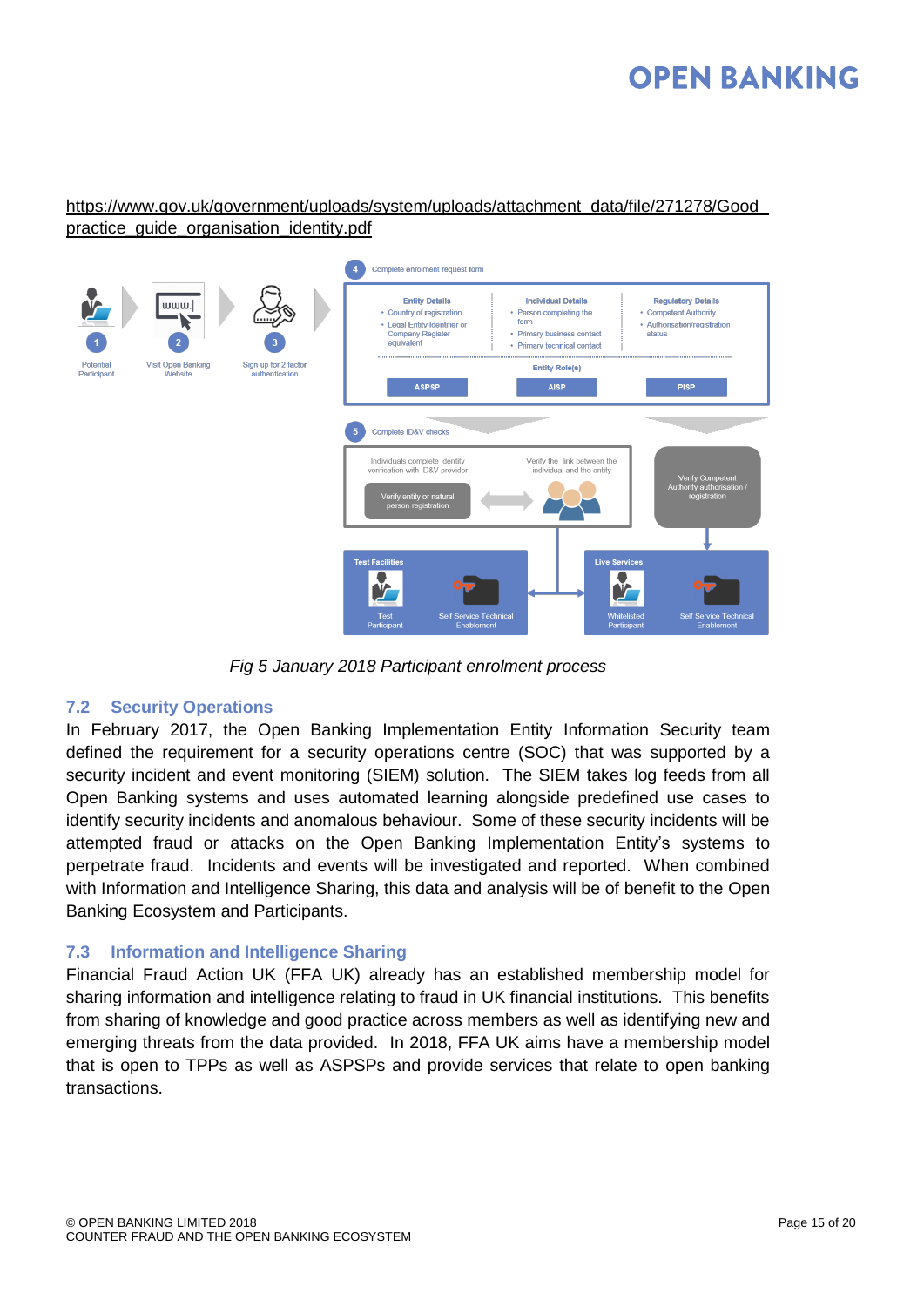https://www.gov.uk/government/uploads/system/uploads/attachment_data/file/271278/Good_practice_guide_organisation_identity.pdf

*Fig 5 January 2018 Participant enrolment process*

## 7.2 Security Operations

In February 2017, the Open Banking Implementation Entity Information Security team defined the requirement for a security operations centre (SOC) that was supported by a security incident and event monitoring (SIEM) solution. The SIEM takes log feeds from all Open Banking systems and uses automated learning alongside predefined use cases to identify security incidents and anomalous behaviour. Some of these security incidents will be attempted fraud or attacks on the Open Banking Implementation Entity's systems to perpetrate fraud. Incidents and events will be investigated and reported. When combined with Information and Intelligence Sharing, this data and analysis will be of benefit to the Open Banking Ecosystem and Participants.

## 7.3 Information and Intelligence Sharing

Financial Fraud Action UK (FFA UK) already has an established membership model for sharing information and intelligence relating to fraud in UK financial institutions. This benefits from sharing of knowledge and good practice across members as well as identifying new and emerging threats from the data provided. In 2018, FFA UK aims have a membership model that is open to TPPs as well as ASPSPs and provide services that relate to open banking transactions.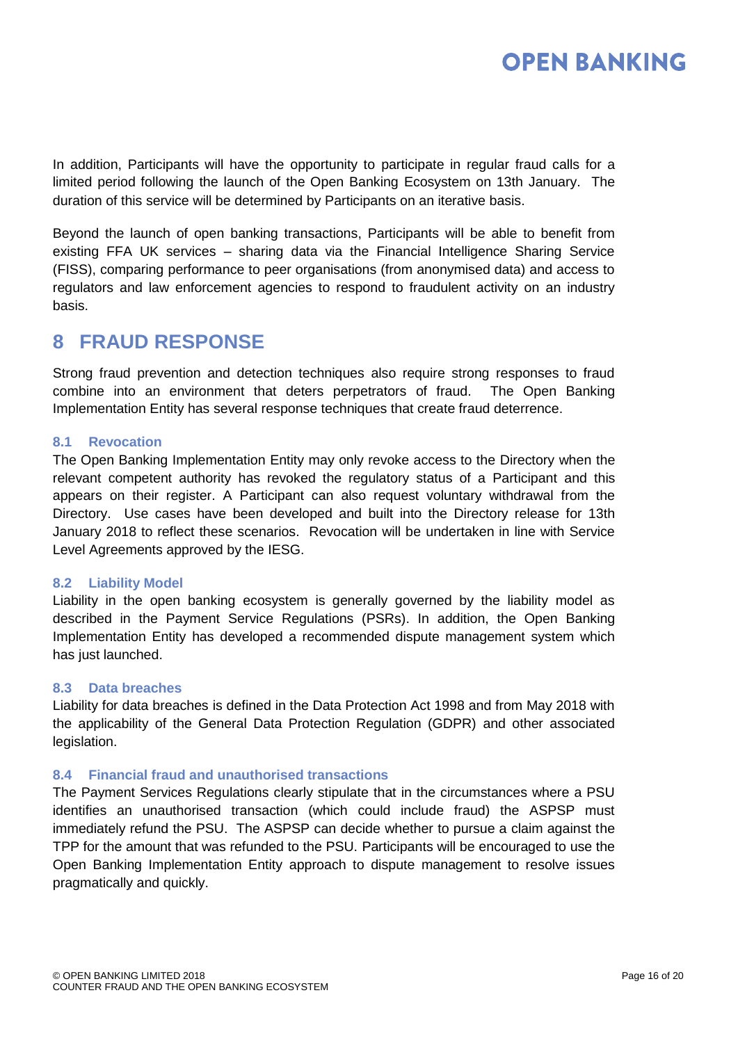In addition, Participants will have the opportunity to participate in regular fraud calls for a limited period following the launch of the Open Banking Ecosystem on 13th January. The duration of this service will be determined by Participants on an iterative basis.

Beyond the launch of open banking transactions, Participants will be able to benefit from existing FFA UK services – sharing data via the Financial Intelligence Sharing Service (FISS), comparing performance to peer organisations (from anonymised data) and access to regulators and law enforcement agencies to respond to fraudulent activity on an industry basis.

# 8 FRAUD RESPONSE

Strong fraud prevention and detection techniques also require strong responses to fraud combine into an environment that deters perpetrators of fraud. The Open Banking Implementation Entity has several response techniques that create fraud deterrence.

### 8.1 Revocation

The Open Banking Implementation Entity may only revoke access to the Directory when the relevant competent authority has revoked the regulatory status of a Participant and this appears on their register. A Participant can also request voluntary withdrawal from the Directory. Use cases have been developed and built into the Directory release for 13th January 2018 to reflect these scenarios. Revocation will be undertaken in line with Service Level Agreements approved by the IESG.

### 8.2 Liability Model

Liability in the open banking ecosystem is generally governed by the liability model as described in the Payment Service Regulations (PSRs). In addition, the Open Banking Implementation Entity has developed a recommended dispute management system which has just launched.

### 8.3 Data breaches

Liability for data breaches is defined in the Data Protection Act 1998 and from May 2018 with the applicability of the General Data Protection Regulation (GDPR) and other associated legislation.

### 8.4 Financial fraud and unauthorised transactions

The Payment Services Regulations clearly stipulate that in the circumstances where a PSU identifies an unauthorised transaction (which could include fraud) the ASPSP must immediately refund the PSU. The ASPSP can decide whether to pursue a claim against the TPP for the amount that was refunded to the PSU. Participants will be encouraged to use the Open Banking Implementation Entity approach to dispute management to resolve issues pragmatically and quickly.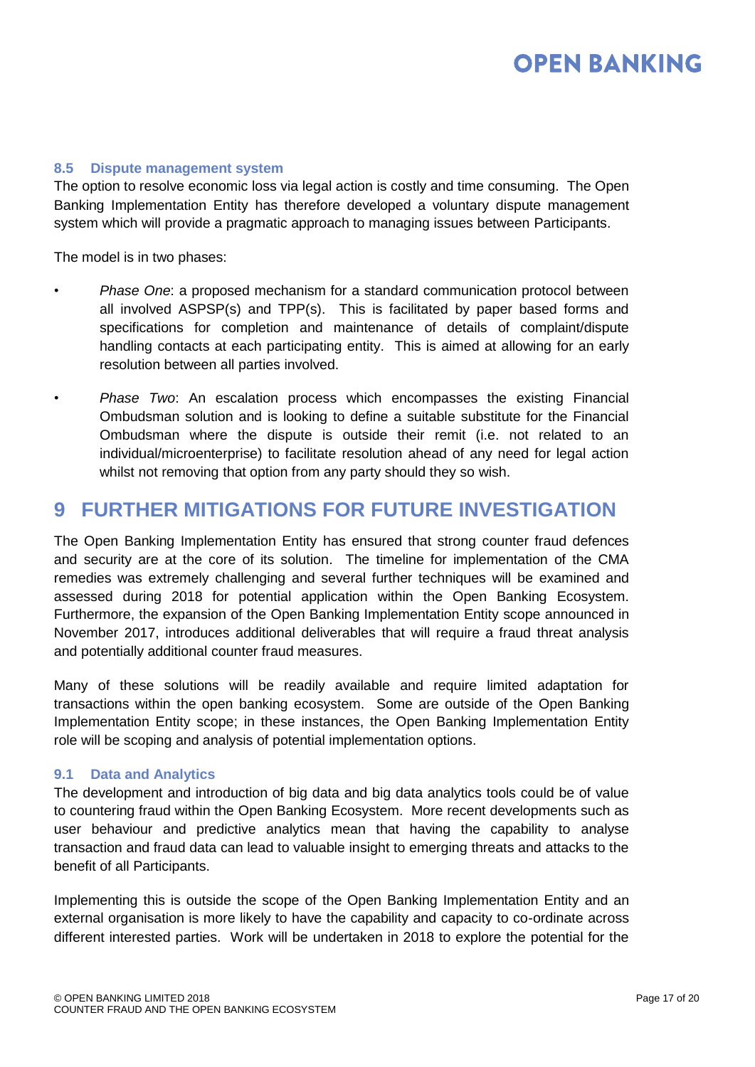### 8.5 Dispute management system

The option to resolve economic loss via legal action is costly and time consuming. The Open Banking Implementation Entity has therefore developed a voluntary dispute management system which will provide a pragmatic approach to managing issues between Participants.

The model is in two phases:

- *Phase One*: a proposed mechanism for a standard communication protocol between all involved ASPSP(s) and TPP(s). This is facilitated by paper based forms and specifications for completion and maintenance of details of complaint/dispute handling contacts at each participating entity. This is aimed at allowing for an early resolution between all parties involved.
- *Phase Two*: An escalation process which encompasses the existing Financial Ombudsman solution and is looking to define a suitable substitute for the Financial Ombudsman where the dispute is outside their remit (i.e. not related to an individual/microenterprise) to facilitate resolution ahead of any need for legal action whilst not removing that option from any party should they so wish.

# 9 FURTHER MITIGATIONS FOR FUTURE INVESTIGATION

The Open Banking Implementation Entity has ensured that strong counter fraud defences and security are at the core of its solution. The timeline for implementation of the CMA remedies was extremely challenging and several further techniques will be examined and assessed during 2018 for potential application within the Open Banking Ecosystem. Furthermore, the expansion of the Open Banking Implementation Entity scope announced in November 2017, introduces additional deliverables that will require a fraud threat analysis and potentially additional counter fraud measures.

Many of these solutions will be readily available and require limited adaptation for transactions within the open banking ecosystem. Some are outside of the Open Banking Implementation Entity scope; in these instances, the Open Banking Implementation Entity role will be scoping and analysis of potential implementation options.

### 9.1 Data and Analytics

The development and introduction of big data and big data analytics tools could be of value to countering fraud within the Open Banking Ecosystem. More recent developments such as user behaviour and predictive analytics mean that having the capability to analyse transaction and fraud data can lead to valuable insight to emerging threats and attacks to the benefit of all Participants.

Implementing this is outside the scope of the Open Banking Implementation Entity and an external organisation is more likely to have the capability and capacity to co-ordinate across different interested parties. Work will be undertaken in 2018 to explore the potential for the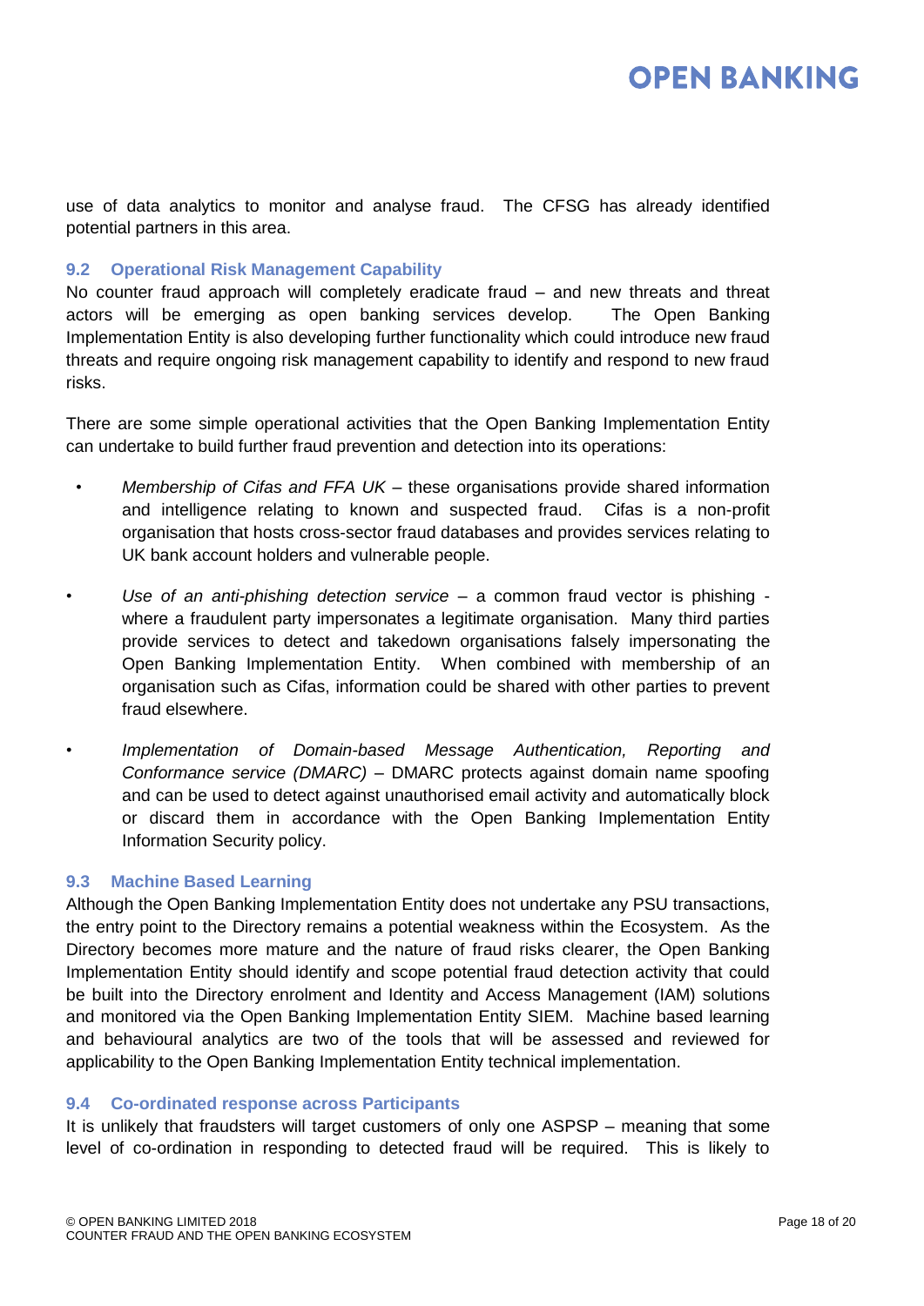use of data analytics to monitor and analyse fraud. The CFSG has already identified potential partners in this area.

### 9.2 Operational Risk Management Capability

No counter fraud approach will completely eradicate fraud – and new threats and threat actors will be emerging as open banking services develop. The Open Banking Implementation Entity is also developing further functionality which could introduce new fraud threats and require ongoing risk management capability to identify and respond to new fraud risks.

There are some simple operational activities that the Open Banking Implementation Entity can undertake to build further fraud prevention and detection into its operations:

- *Membership of Cifas and FFA UK* – these organisations provide shared information and intelligence relating to known and suspected fraud. Cifas is a non-profit organisation that hosts cross-sector fraud databases and provides services relating to UK bank account holders and vulnerable people.
- *Use of an anti-phishing detection service* – a common fraud vector is phishing - where a fraudulent party impersonates a legitimate organisation. Many third parties provide services to detect and takedown organisations falsely impersonating the Open Banking Implementation Entity. When combined with membership of an organisation such as Cifas, information could be shared with other parties to prevent fraud elsewhere.
- *Implementation of Domain-based Message Authentication, Reporting and Conformance service (DMARC)* – DMARC protects against domain name spoofing and can be used to detect against unauthorised email activity and automatically block or discard them in accordance with the Open Banking Implementation Entity Information Security policy.

### 9.3 Machine Based Learning

Although the Open Banking Implementation Entity does not undertake any PSU transactions, the entry point to the Directory remains a potential weakness within the Ecosystem. As the Directory becomes more mature and the nature of fraud risks clearer, the Open Banking Implementation Entity should identify and scope potential fraud detection activity that could be built into the Directory enrolment and Identity and Access Management (IAM) solutions and monitored via the Open Banking Implementation Entity SIEM. Machine based learning and behavioural analytics are two of the tools that will be assessed and reviewed for applicability to the Open Banking Implementation Entity technical implementation.

### 9.4 Co-ordinated response across Participants

It is unlikely that fraudsters will target customers of only one ASPSP – meaning that some level of co-ordination in responding to detected fraud will be required. This is likely to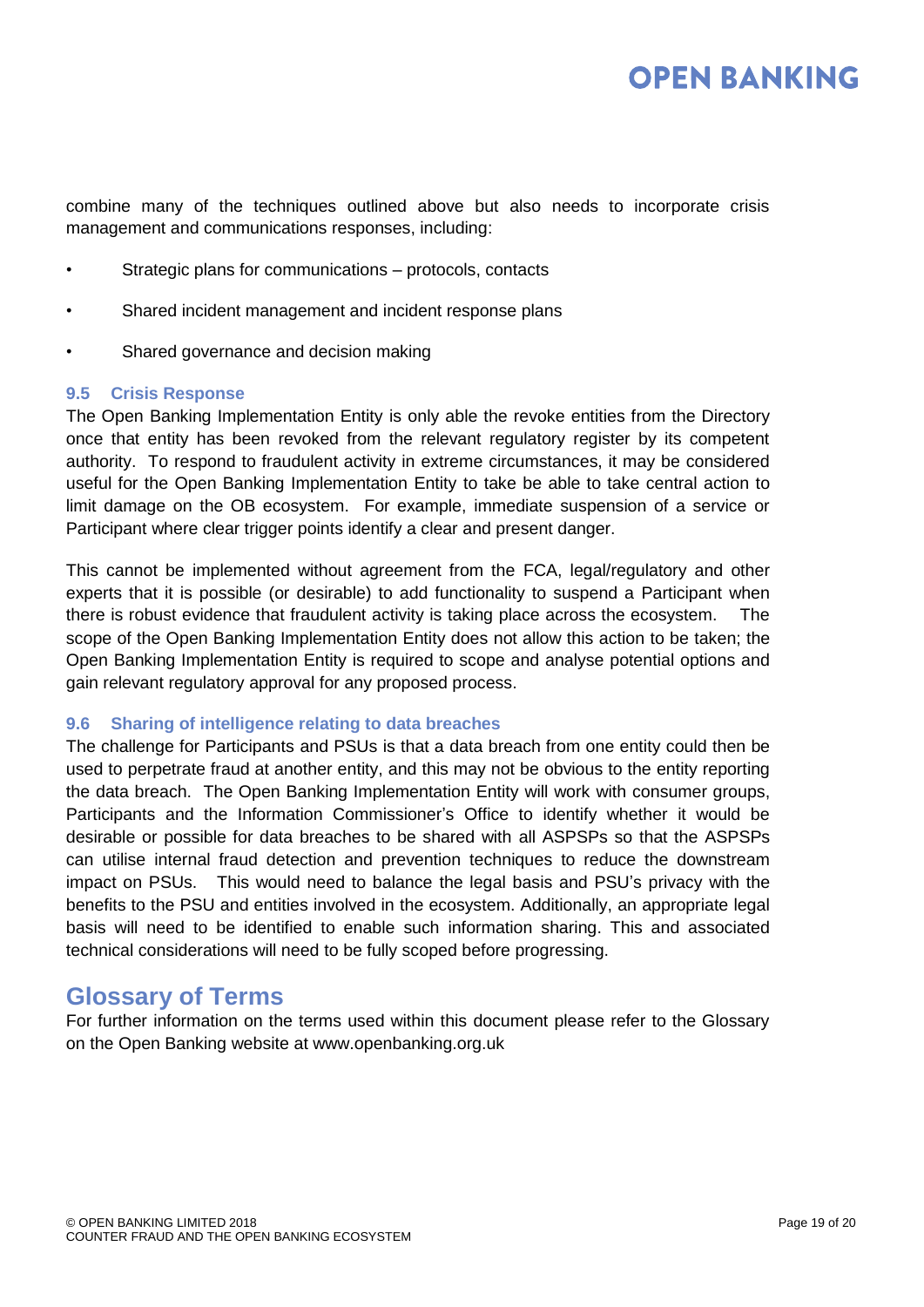combine many of the techniques outlined above but also needs to incorporate crisis management and communications responses, including:

- Strategic plans for communications – protocols, contacts
- Shared incident management and incident response plans
- Shared governance and decision making

### 9.5 Crisis Response

The Open Banking Implementation Entity is only able the revoke entities from the Directory once that entity has been revoked from the relevant regulatory register by its competent authority. To respond to fraudulent activity in extreme circumstances, it may be considered useful for the Open Banking Implementation Entity to take be able to take central action to limit damage on the OB ecosystem. For example, immediate suspension of a service or Participant where clear trigger points identify a clear and present danger.

This cannot be implemented without agreement from the FCA, legal/regulatory and other experts that it is possible (or desirable) to add functionality to suspend a Participant when there is robust evidence that fraudulent activity is taking place across the ecosystem. The scope of the Open Banking Implementation Entity does not allow this action to be taken; the Open Banking Implementation Entity is required to scope and analyse potential options and gain relevant regulatory approval for any proposed process.

### 9.6 Sharing of intelligence relating to data breaches

The challenge for Participants and PSUs is that a data breach from one entity could then be used to perpetrate fraud at another entity, and this may not be obvious to the entity reporting the data breach. The Open Banking Implementation Entity will work with consumer groups, Participants and the Information Commissioner's Office to identify whether it would be desirable or possible for data breaches to be shared with all ASPSPs so that the ASPSPs can utilise internal fraud detection and prevention techniques to reduce the downstream impact on PSUs. This would need to balance the legal basis and PSU's privacy with the benefits to the PSU and entities involved in the ecosystem. Additionally, an appropriate legal basis will need to be identified to enable such information sharing. This and associated technical considerations will need to be fully scoped before progressing.

## Glossary of Terms

For further information on the terms used within this document please refer to the Glossary on the Open Banking website at www.openbanking.org.uk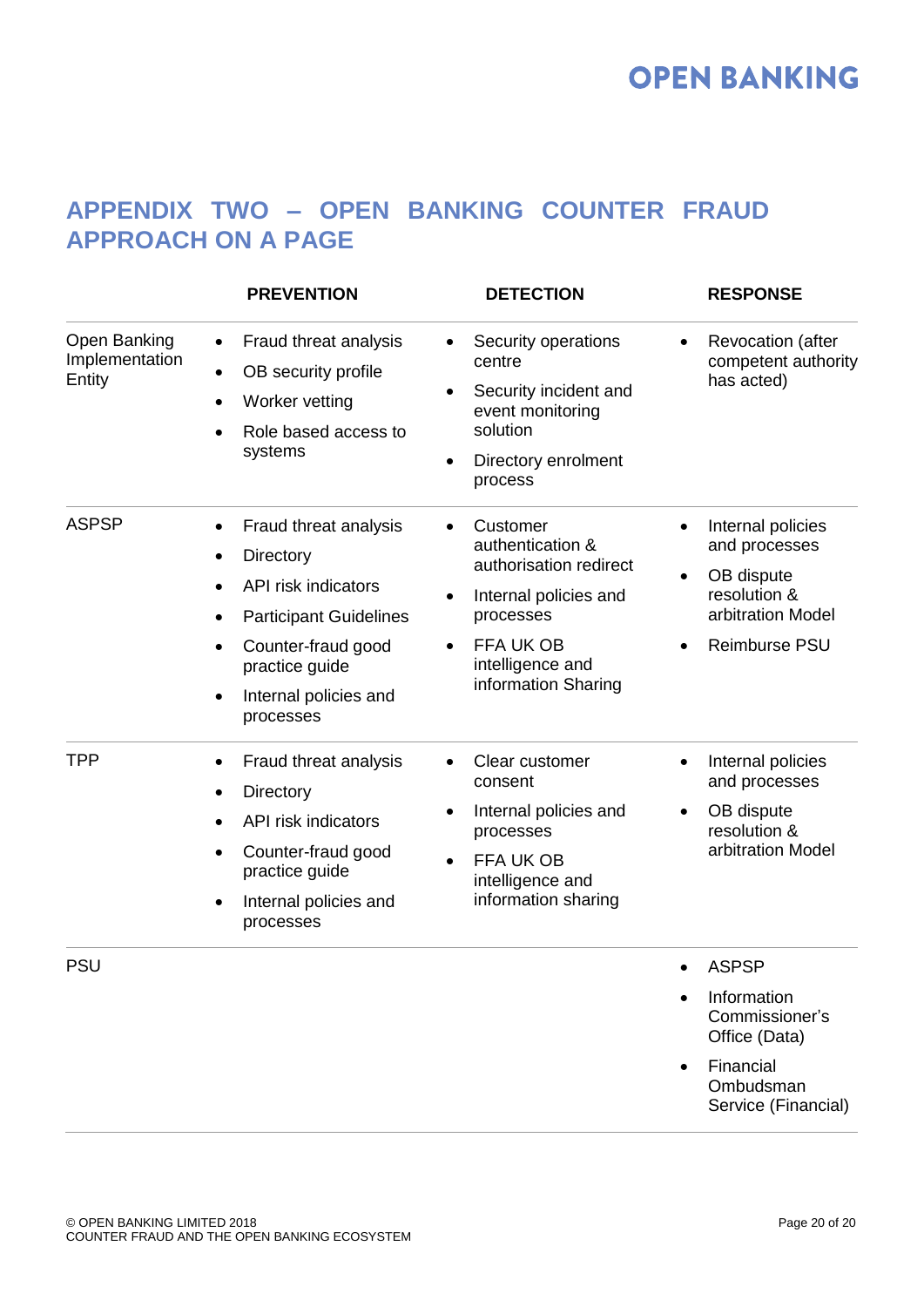## APPENDIX TWO – OPEN BANKING COUNTER FRAUD APPROACH ON A PAGE

| | PREVENTION | DETECTION | RESPONSE |
|---|---|---|---|
| Open Banking Implementation Entity | • Fraud threat analysis<br>• OB security profile<br>• Worker vetting<br>• Role based access to systems | • Security operations centre<br>• Security incident and event monitoring solution<br>• Directory enrolment process | • Revocation (after competent authority has acted) |
| ASPSP | • Fraud threat analysis<br>• Directory<br>• API risk indicators<br>• Participant Guidelines<br>• Counter-fraud good practice guide<br>• Internal policies and processes | • Customer authentication & authorisation redirect<br>• Internal policies and processes<br>• FFA UK OB intelligence and information Sharing | • Internal policies and processes<br>• OB dispute resolution & arbitration Model<br>• Reimburse PSU |
| TPP | • Fraud threat analysis<br>• Directory<br>• API risk indicators<br>• Counter-fraud good practice guide<br>• Internal policies and processes | • Clear customer consent<br>• Internal policies and processes<br>• FFA UK OB intelligence and information sharing | • Internal policies and processes<br>• OB dispute resolution & arbitration Model |
| PSU | | | • ASPSP<br>• Information Commissioner's Office (Data)<br>• Financial Ombudsman Service (Financial) |

© OPEN BANKING LIMITED 2018
COUNTER FRAUD AND THE OPEN BANKING ECOSYSTEM